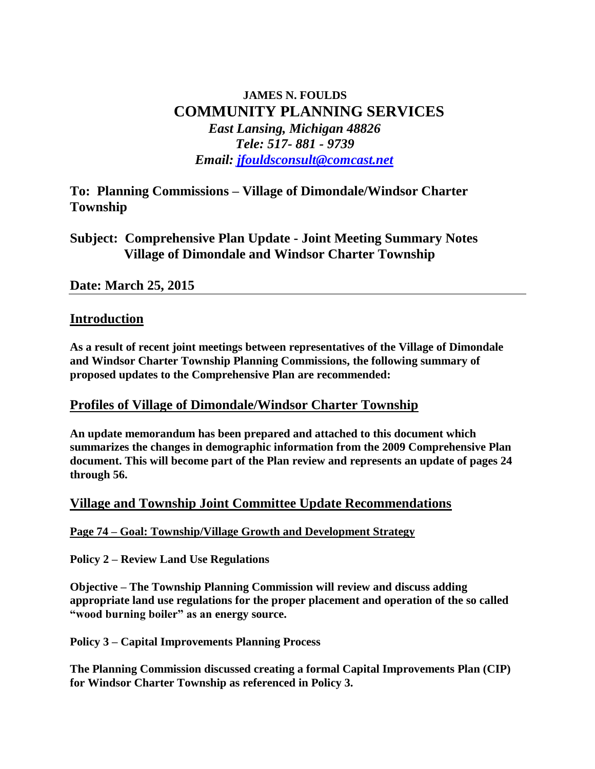**JAMES N. FOULDS**

# COMMUNITY PLANNING SERVICES

*East Lansing, Michigan 48826*
*Tele: 517- 881 - 9739*
*Email: [jfouldsconsult@comcast.net](mailto:jfouldsconsult@comcast.net)*

## To: Planning Commissions – Village of Dimondale/Windsor Charter Township

## Subject: Comprehensive Plan Update - Joint Meeting Summary Notes Village of Dimondale and Windsor Charter Township

## Date: March 25, 2015

## Introduction

**As a result of recent joint meetings between representatives of the Village of Dimondale and Windsor Charter Township Planning Commissions, the following summary of proposed updates to the Comprehensive Plan are recommended:**

## Profiles of Village of Dimondale/Windsor Charter Township

**An update memorandum has been prepared and attached to this document which summarizes the changes in demographic information from the 2009 Comprehensive Plan document. This will become part of the Plan review and represents an update of pages 24 through 56.**

## Village and Township Joint Committee Update Recommendations

### Page 74 – Goal: Township/Village Growth and Development Strategy

**Policy 2 – Review Land Use Regulations**

**Objective – The Township Planning Commission will review and discuss adding appropriate land use regulations for the proper placement and operation of the so called "wood burning boiler" as an energy source.**

**Policy 3 – Capital Improvements Planning Process**

**The Planning Commission discussed creating a formal Capital Improvements Plan (CIP) for Windsor Charter Township as referenced in Policy 3.**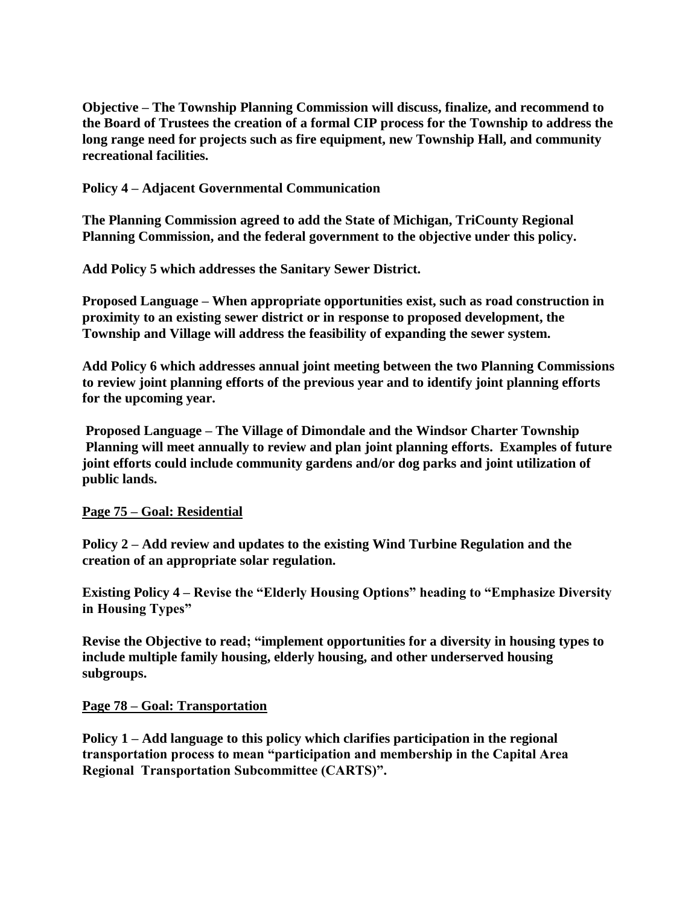**Objective – The Township Planning Commission will discuss, finalize, and recommend to the Board of Trustees the creation of a formal CIP process for the Township to address the long range need for projects such as fire equipment, new Township Hall, and community recreational facilities.**

**Policy 4 – Adjacent Governmental Communication**

**The Planning Commission agreed to add the State of Michigan, TriCounty Regional Planning Commission, and the federal government to the objective under this policy.**

**Add Policy 5 which addresses the Sanitary Sewer District.**

**Proposed Language – When appropriate opportunities exist, such as road construction in proximity to an existing sewer district or in response to proposed development, the Township and Village will address the feasibility of expanding the sewer system.**

**Add Policy 6 which addresses annual joint meeting between the two Planning Commissions to review joint planning efforts of the previous year and to identify joint planning efforts for the upcoming year.**

**Proposed Language – The Village of Dimondale and the Windsor Charter Township Planning will meet annually to review and plan joint planning efforts. Examples of future joint efforts could include community gardens and/or dog parks and joint utilization of public lands.**

**<u>Page 75 – Goal: Residential</u>**

**Policy 2 – Add review and updates to the existing Wind Turbine Regulation and the creation of an appropriate solar regulation.**

**Existing Policy 4 – Revise the "Elderly Housing Options" heading to "Emphasize Diversity in Housing Types"**

**Revise the Objective to read; "implement opportunities for a diversity in housing types to include multiple family housing, elderly housing, and other underserved housing subgroups.**

**<u>Page 78 – Goal: Transportation</u>**

**Policy 1 – Add language to this policy which clarifies participation in the regional transportation process to mean "participation and membership in the Capital Area Regional Transportation Subcommittee (CARTS)".**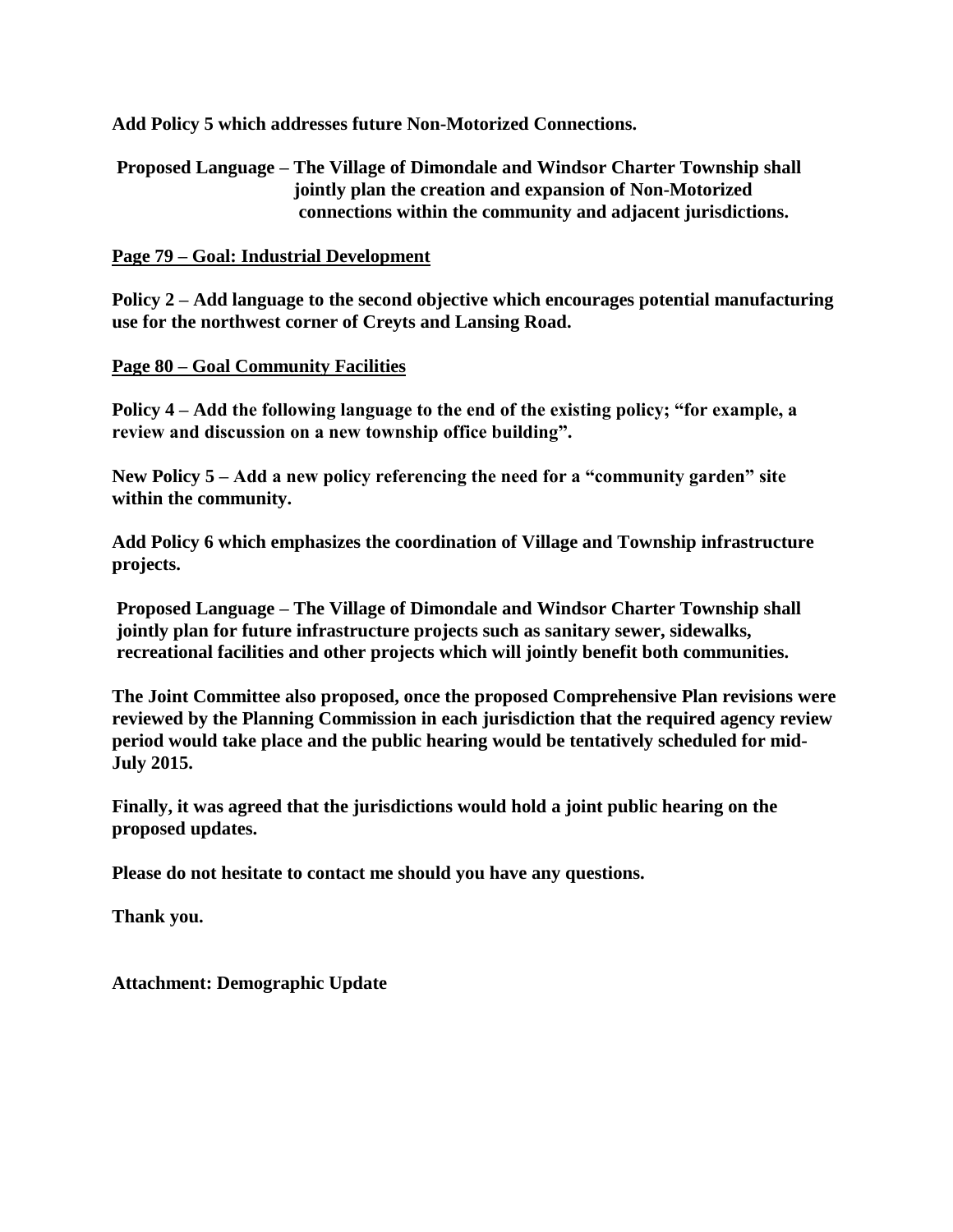**Add Policy 5 which addresses future Non-Motorized Connections.**

**Proposed Language – The Village of Dimondale and Windsor Charter Township shall jointly plan the creation and expansion of Non-Motorized connections within the community and adjacent jurisdictions.**

**<u>Page 79 – Goal: Industrial Development</u>**

**Policy 2 – Add language to the second objective which encourages potential manufacturing use for the northwest corner of Creyts and Lansing Road.**

**<u>Page 80 – Goal Community Facilities</u>**

**Policy 4 – Add the following language to the end of the existing policy; "for example, a review and discussion on a new township office building".**

**New Policy 5 – Add a new policy referencing the need for a "community garden" site within the community.**

**Add Policy 6 which emphasizes the coordination of Village and Township infrastructure projects.**

**Proposed Language – The Village of Dimondale and Windsor Charter Township shall jointly plan for future infrastructure projects such as sanitary sewer, sidewalks, recreational facilities and other projects which will jointly benefit both communities.**

**The Joint Committee also proposed, once the proposed Comprehensive Plan revisions were reviewed by the Planning Commission in each jurisdiction that the required agency review period would take place and the public hearing would be tentatively scheduled for mid-July 2015.**

**Finally, it was agreed that the jurisdictions would hold a joint public hearing on the proposed updates.**

**Please do not hesitate to contact me should you have any questions.**

**Thank you.**

**Attachment: Demographic Update**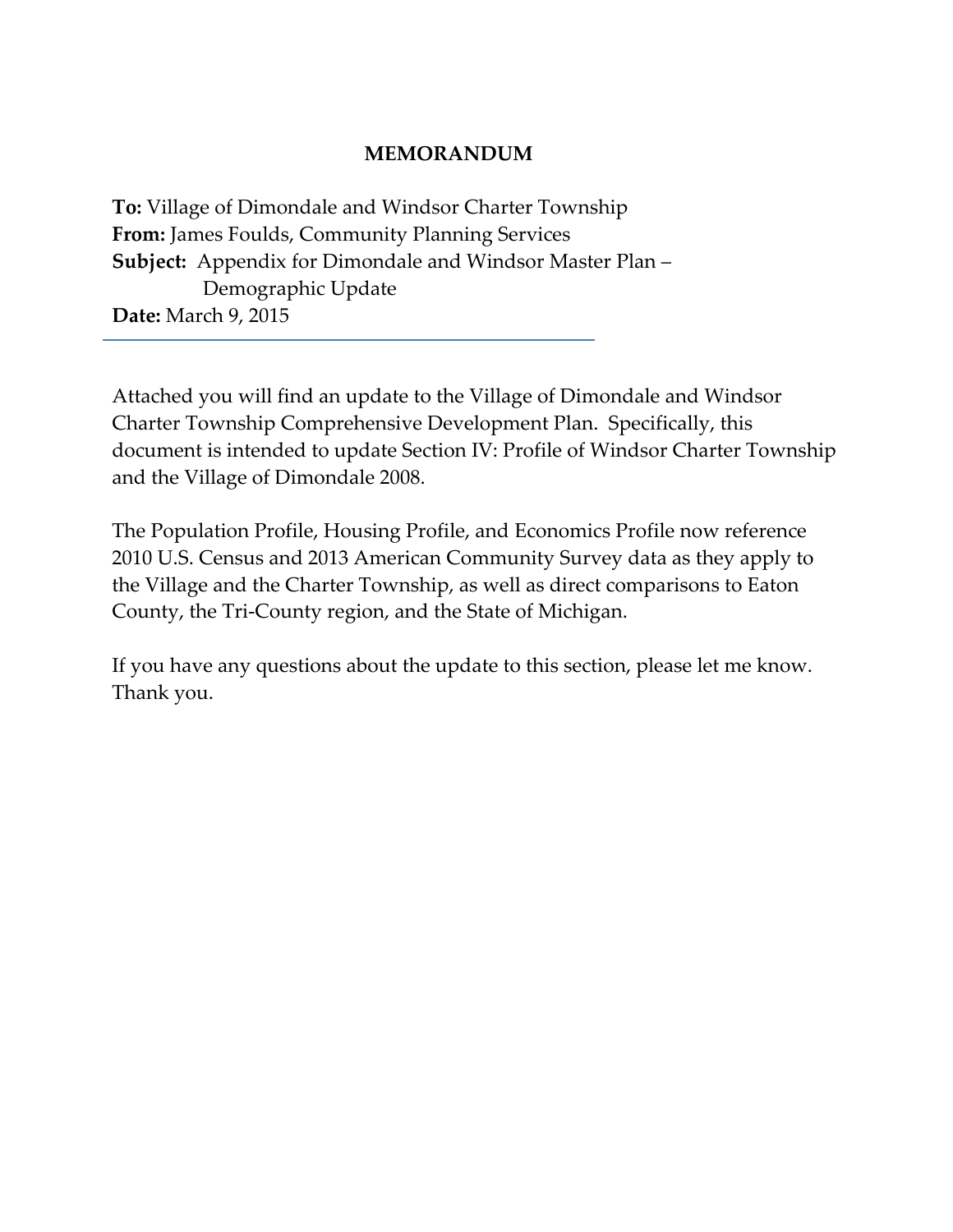# MEMORANDUM

**To:** Village of Dimondale and Windsor Charter Township
**From:** James Foulds, Community Planning Services
**Subject:** Appendix for Dimondale and Windsor Master Plan – Demographic Update
**Date:** March 9, 2015

---

Attached you will find an update to the Village of Dimondale and Windsor Charter Township Comprehensive Development Plan. Specifically, this document is intended to update Section IV: Profile of Windsor Charter Township and the Village of Dimondale 2008.

The Population Profile, Housing Profile, and Economics Profile now reference 2010 U.S. Census and 2013 American Community Survey data as they apply to the Village and the Charter Township, as well as direct comparisons to Eaton County, the Tri-County region, and the State of Michigan.

If you have any questions about the update to this section, please let me know. Thank you.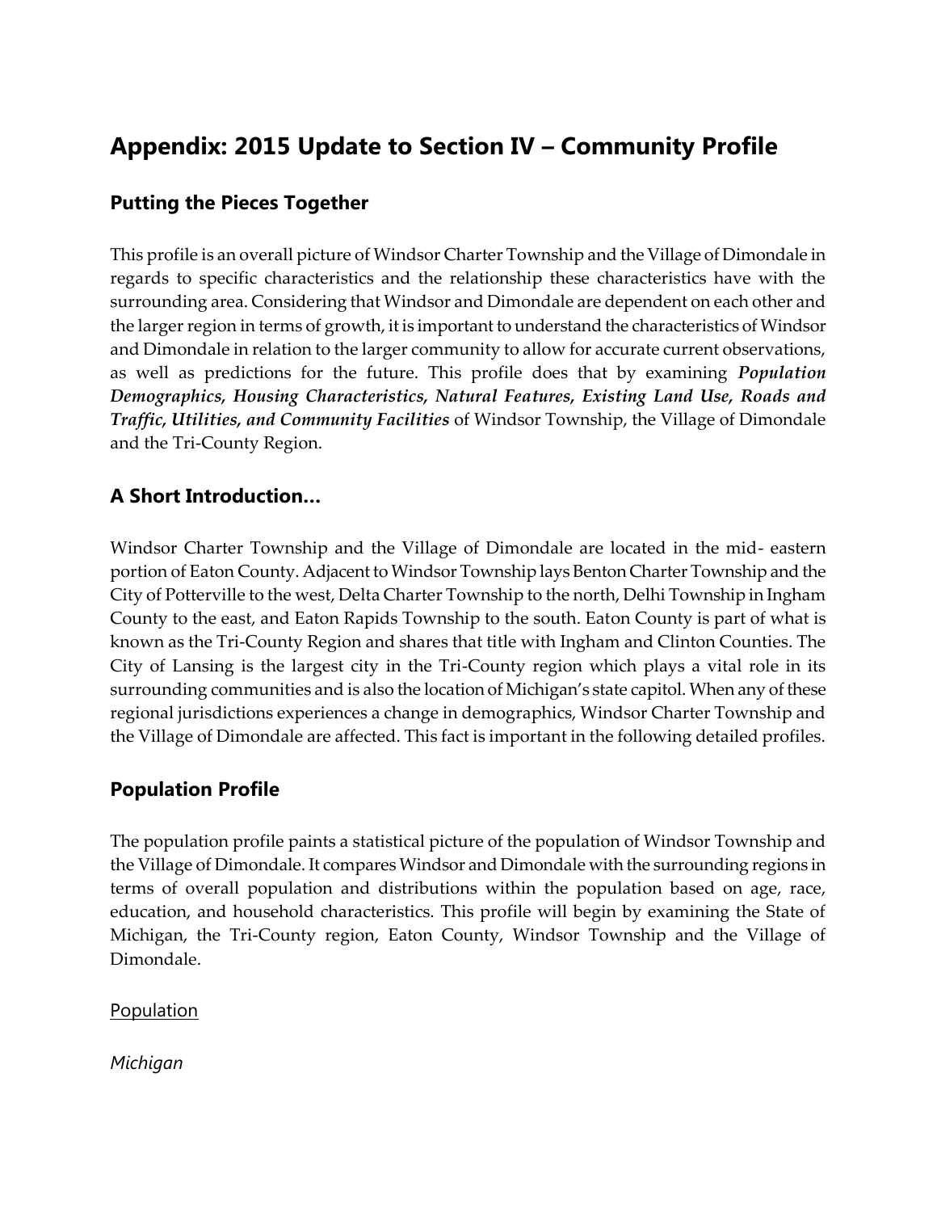# Appendix: 2015 Update to Section IV – Community Profile

## Putting the Pieces Together

This profile is an overall picture of Windsor Charter Township and the Village of Dimondale in regards to specific characteristics and the relationship these characteristics have with the surrounding area. Considering that Windsor and Dimondale are dependent on each other and the larger region in terms of growth, it is important to understand the characteristics of Windsor and Dimondale in relation to the larger community to allow for accurate current observations, as well as predictions for the future. This profile does that by examining ***Population Demographics, Housing Characteristics, Natural Features, Existing Land Use, Roads and Traffic, Utilities, and Community Facilities*** of Windsor Township, the Village of Dimondale and the Tri-County Region.

## A Short Introduction…

Windsor Charter Township and the Village of Dimondale are located in the mid- eastern portion of Eaton County. Adjacent to Windsor Township lays Benton Charter Township and the City of Potterville to the west, Delta Charter Township to the north, Delhi Township in Ingham County to the east, and Eaton Rapids Township to the south. Eaton County is part of what is known as the Tri-County Region and shares that title with Ingham and Clinton Counties. The City of Lansing is the largest city in the Tri-County region which plays a vital role in its surrounding communities and is also the location of Michigan's state capitol. When any of these regional jurisdictions experiences a change in demographics, Windsor Charter Township and the Village of Dimondale are affected. This fact is important in the following detailed profiles.

## Population Profile

The population profile paints a statistical picture of the population of Windsor Township and the Village of Dimondale. It compares Windsor and Dimondale with the surrounding regions in terms of overall population and distributions within the population based on age, race, education, and household characteristics. This profile will begin by examining the State of Michigan, the Tri-County region, Eaton County, Windsor Township and the Village of Dimondale.

<u>Population</u>

*Michigan*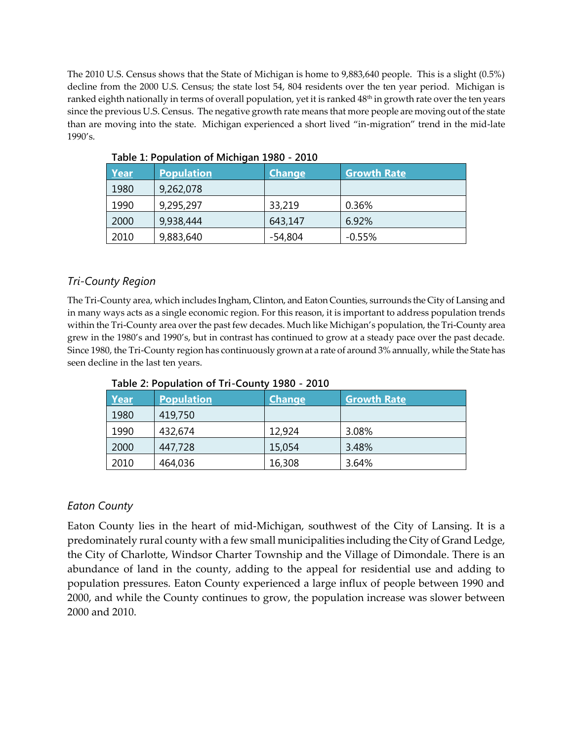The 2010 U.S. Census shows that the State of Michigan is home to 9,883,640 people. This is a slight (0.5%) decline from the 2000 U.S. Census; the state lost 54, 804 residents over the ten year period. Michigan is ranked eighth nationally in terms of overall population, yet it is ranked 48th in growth rate over the ten years since the previous U.S. Census. The negative growth rate means that more people are moving out of the state than are moving into the state. Michigan experienced a short lived "in-migration" trend in the mid-late 1990's.

**Table 1: Population of Michigan 1980 - 2010**

| Year | Population | Change | Growth Rate |
|---|---|---|---|
| 1980 | 9,262,078 | | |
| 1990 | 9,295,297 | 33,219 | 0.36% |
| 2000 | 9,938,444 | 643,147 | 6.92% |
| 2010 | 9,883,640 | -54,804 | -0.55% |

### *Tri-County Region*

The Tri-County area, which includes Ingham, Clinton, and Eaton Counties, surrounds the City of Lansing and in many ways acts as a single economic region. For this reason, it is important to address population trends within the Tri-County area over the past few decades. Much like Michigan's population, the Tri-County area grew in the 1980's and 1990's, but in contrast has continued to grow at a steady pace over the past decade. Since 1980, the Tri-County region has continuously grown at a rate of around 3% annually, while the State has seen decline in the last ten years.

**Table 2: Population of Tri-County 1980 - 2010**

| Year | Population | Change | Growth Rate |
|---|---|---|---|
| 1980 | 419,750 | | |
| 1990 | 432,674 | 12,924 | 3.08% |
| 2000 | 447,728 | 15,054 | 3.48% |
| 2010 | 464,036 | 16,308 | 3.64% |

### *Eaton County*

Eaton County lies in the heart of mid-Michigan, southwest of the City of Lansing. It is a predominately rural county with a few small municipalities including the City of Grand Ledge, the City of Charlotte, Windsor Charter Township and the Village of Dimondale. There is an abundance of land in the county, adding to the appeal for residential use and adding to population pressures. Eaton County experienced a large influx of people between 1990 and 2000, and while the County continues to grow, the population increase was slower between 2000 and 2010.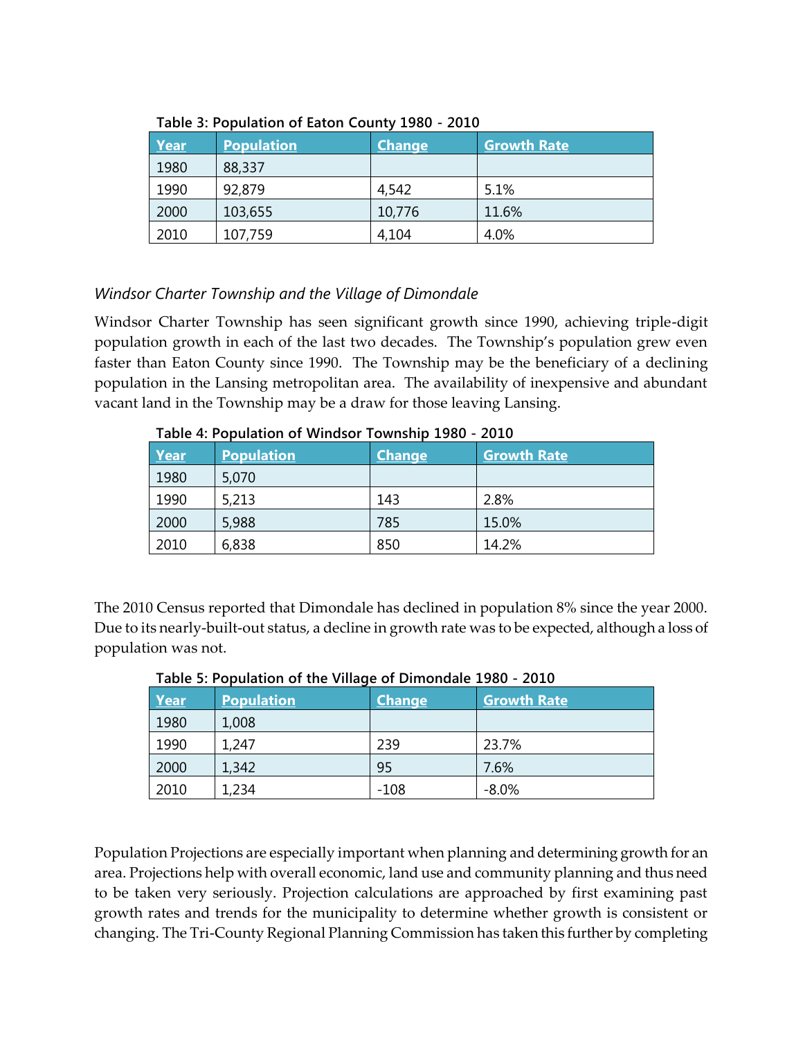**Table 3: Population of Eaton County 1980 - 2010**

| Year | Population | Change | Growth Rate |
|---|---|---|---|
| 1980 | 88,337 | | |
| 1990 | 92,879 | 4,542 | 5.1% |
| 2000 | 103,655 | 10,776 | 11.6% |
| 2010 | 107,759 | 4,104 | 4.0% |

*Windsor Charter Township and the Village of Dimondale*

Windsor Charter Township has seen significant growth since 1990, achieving triple-digit population growth in each of the last two decades. The Township's population grew even faster than Eaton County since 1990. The Township may be the beneficiary of a declining population in the Lansing metropolitan area. The availability of inexpensive and abundant vacant land in the Township may be a draw for those leaving Lansing.

**Table 4: Population of Windsor Township 1980 - 2010**

| Year | Population | Change | Growth Rate |
|---|---|---|---|
| 1980 | 5,070 | | |
| 1990 | 5,213 | 143 | 2.8% |
| 2000 | 5,988 | 785 | 15.0% |
| 2010 | 6,838 | 850 | 14.2% |

The 2010 Census reported that Dimondale has declined in population 8% since the year 2000. Due to its nearly-built-out status, a decline in growth rate was to be expected, although a loss of population was not.

**Table 5: Population of the Village of Dimondale 1980 - 2010**

| Year | Population | Change | Growth Rate |
|---|---|---|---|
| 1980 | 1,008 | | |
| 1990 | 1,247 | 239 | 23.7% |
| 2000 | 1,342 | 95 | 7.6% |
| 2010 | 1,234 | -108 | -8.0% |

Population Projections are especially important when planning and determining growth for an area. Projections help with overall economic, land use and community planning and thus need to be taken very seriously. Projection calculations are approached by first examining past growth rates and trends for the municipality to determine whether growth is consistent or changing. The Tri-County Regional Planning Commission has taken this further by completing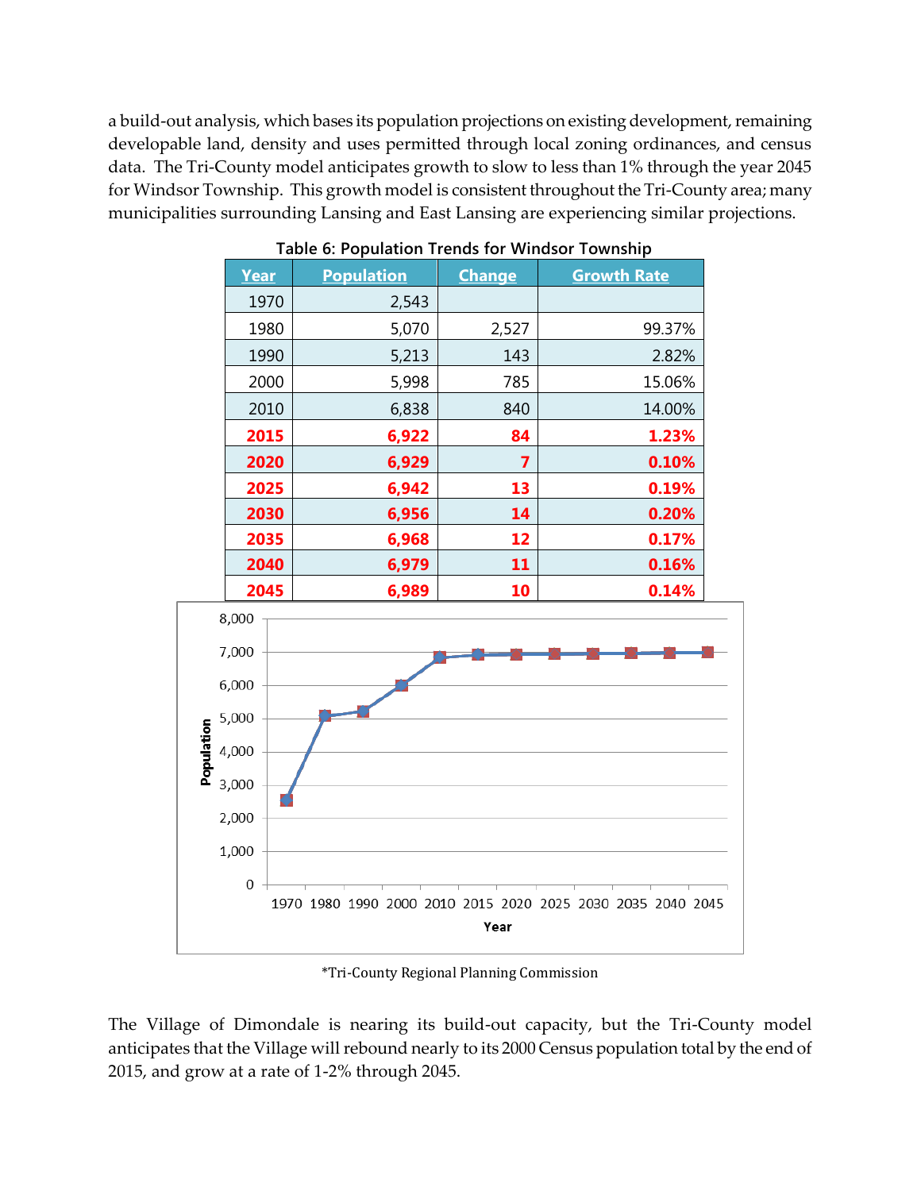a build-out analysis, which bases its population projections on existing development, remaining developable land, density and uses permitted through local zoning ordinances, and census data. The Tri-County model anticipates growth to slow to less than 1% through the year 2045 for Windsor Township. This growth model is consistent throughout the Tri-County area; many municipalities surrounding Lansing and East Lansing are experiencing similar projections.

**Table 6: Population Trends for Windsor Township**

| Year | Population | Change | Growth Rate |
|---|---|---|---|
| 1970 | 2,543 | | |
| 1980 | 5,070 | 2,527 | 99.37% |
| 1990 | 5,213 | 143 | 2.82% |
| 2000 | 5,998 | 785 | 15.06% |
| 2010 | 6,838 | 840 | 14.00% |
| **2015** | **6,922** | **84** | **1.23%** |
| **2020** | **6,929** | **7** | **0.10%** |
| **2025** | **6,942** | **13** | **0.19%** |
| **2030** | **6,956** | **14** | **0.20%** |
| **2035** | **6,968** | **12** | **0.17%** |
| **2040** | **6,979** | **11** | **0.16%** |
| **2045** | **6,989** | **10** | **0.14%** |

*Tri-County Regional Planning Commission

The Village of Dimondale is nearing its build-out capacity, but the Tri-County model anticipates that the Village will rebound nearly to its 2000 Census population total by the end of 2015, and grow at a rate of 1-2% through 2045.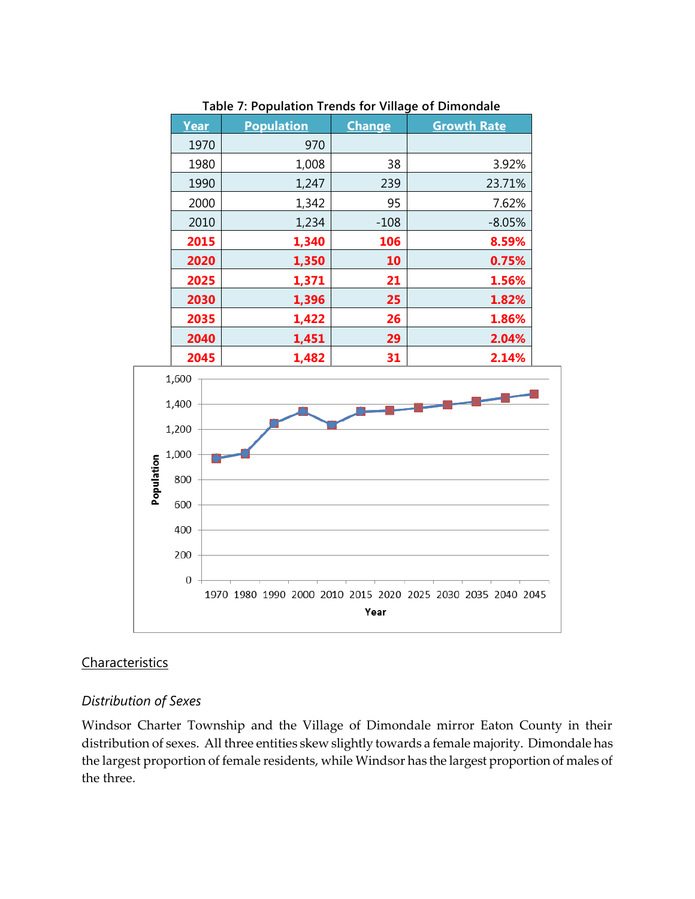Table 7: Population Trends for Village of Dimondale

| Year | Population | Change | Growth Rate |
|---|---|---|---|
| 1970 | 970 | | |
| 1980 | 1,008 | 38 | 3.92% |
| 1990 | 1,247 | 239 | 23.71% |
| 2000 | 1,342 | 95 | 7.62% |
| 2010 | 1,234 | -108 | -8.05% |
| **2015** | **1,340** | **106** | **8.59%** |
| **2020** | **1,350** | **10** | **0.75%** |
| **2025** | **1,371** | **21** | **1.56%** |
| **2030** | **1,396** | **25** | **1.82%** |
| **2035** | **1,422** | **26** | **1.86%** |
| **2040** | **1,451** | **29** | **2.04%** |
| **2045** | **1,482** | **31** | **2.14%** |

## Characteristics

### *Distribution of Sexes*

Windsor Charter Township and the Village of Dimondale mirror Eaton County in their distribution of sexes. All three entities skew slightly towards a female majority. Dimondale has the largest proportion of female residents, while Windsor has the largest proportion of males of the three.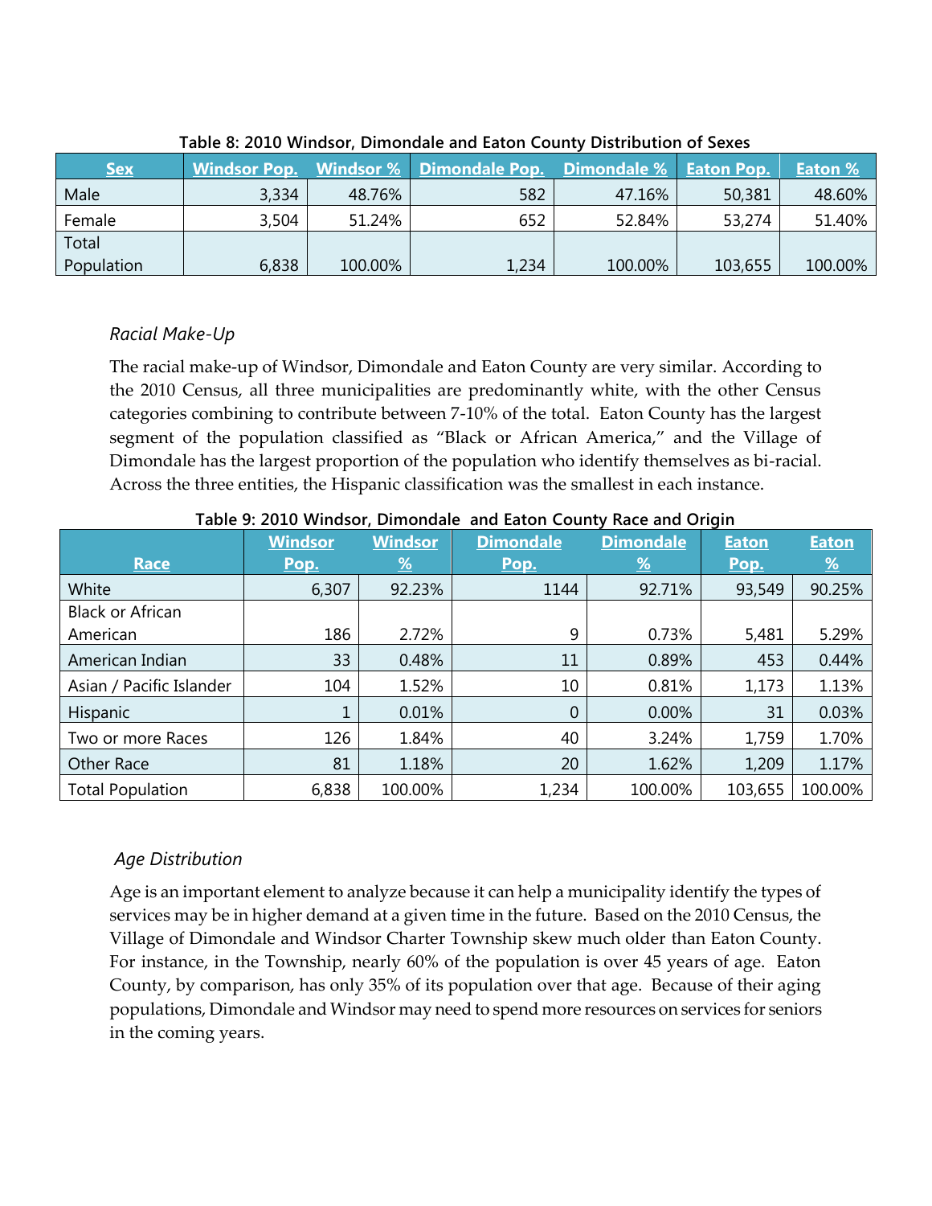**Table 8: 2010 Windsor, Dimondale and Eaton County Distribution of Sexes**

| Sex | Windsor Pop. | Windsor % | Dimondale Pop. | Dimondale % | Eaton Pop. | Eaton % |
|---|---|---|---|---|---|---|
| Male | 3,334 | 48.76% | 582 | 47.16% | 50,381 | 48.60% |
| Female | 3,504 | 51.24% | 652 | 52.84% | 53,274 | 51.40% |
| Total Population | 6,838 | 100.00% | 1,234 | 100.00% | 103,655 | 100.00% |

*Racial Make-Up*

The racial make-up of Windsor, Dimondale and Eaton County are very similar. According to the 2010 Census, all three municipalities are predominantly white, with the other Census categories combining to contribute between 7-10% of the total. Eaton County has the largest segment of the population classified as "Black or African America," and the Village of Dimondale has the largest proportion of the population who identify themselves as bi-racial. Across the three entities, the Hispanic classification was the smallest in each instance.

**Table 9: 2010 Windsor, Dimondale and Eaton County Race and Origin**

| Race | Windsor Pop. | Windsor % | Dimondale Pop. | Dimondale % | Eaton Pop. | Eaton % |
|---|---|---|---|---|---|---|
| White | 6,307 | 92.23% | 1144 | 92.71% | 93,549 | 90.25% |
| Black or African American | 186 | 2.72% | 9 | 0.73% | 5,481 | 5.29% |
| American Indian | 33 | 0.48% | 11 | 0.89% | 453 | 0.44% |
| Asian / Pacific Islander | 104 | 1.52% | 10 | 0.81% | 1,173 | 1.13% |
| Hispanic | 1 | 0.01% | 0 | 0.00% | 31 | 0.03% |
| Two or more Races | 126 | 1.84% | 40 | 3.24% | 1,759 | 1.70% |
| Other Race | 81 | 1.18% | 20 | 1.62% | 1,209 | 1.17% |
| Total Population | 6,838 | 100.00% | 1,234 | 100.00% | 103,655 | 100.00% |

*Age Distribution*

Age is an important element to analyze because it can help a municipality identify the types of services may be in higher demand at a given time in the future. Based on the 2010 Census, the Village of Dimondale and Windsor Charter Township skew much older than Eaton County. For instance, in the Township, nearly 60% of the population is over 45 years of age. Eaton County, by comparison, has only 35% of its population over that age. Because of their aging populations, Dimondale and Windsor may need to spend more resources on services for seniors in the coming years.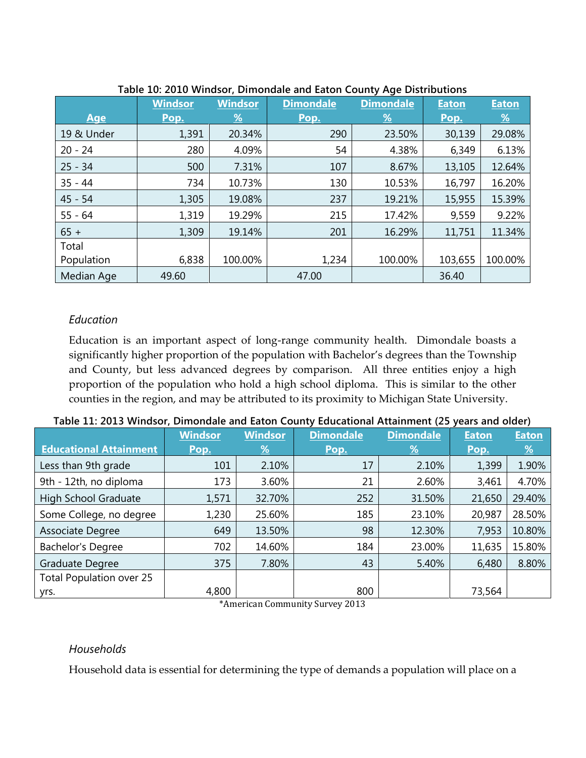**Table 10: 2010 Windsor, Dimondale and Eaton County Age Distributions**

| Age | Windsor Pop. | Windsor % | Dimondale Pop. | Dimondale % | Eaton Pop. | Eaton % |
|---|---|---|---|---|---|---|
| 19 & Under | 1,391 | 20.34% | 290 | 23.50% | 30,139 | 29.08% |
| 20 - 24 | 280 | 4.09% | 54 | 4.38% | 6,349 | 6.13% |
| 25 - 34 | 500 | 7.31% | 107 | 8.67% | 13,105 | 12.64% |
| 35 - 44 | 734 | 10.73% | 130 | 10.53% | 16,797 | 16.20% |
| 45 - 54 | 1,305 | 19.08% | 237 | 19.21% | 15,955 | 15.39% |
| 55 - 64 | 1,319 | 19.29% | 215 | 17.42% | 9,559 | 9.22% |
| 65 + | 1,309 | 19.14% | 201 | 16.29% | 11,751 | 11.34% |
| Total Population | 6,838 | 100.00% | 1,234 | 100.00% | 103,655 | 100.00% |
| Median Age | 49.60 | | 47.00 | | 36.40 | |

### *Education*

Education is an important aspect of long-range community health. Dimondale boasts a significantly higher proportion of the population with Bachelor's degrees than the Township and County, but less advanced degrees by comparison. All three entities enjoy a high proportion of the population who hold a high school diploma. This is similar to the other counties in the region, and may be attributed to its proximity to Michigan State University.

**Table 11: 2013 Windsor, Dimondale and Eaton County Educational Attainment (25 years and older)**

| Educational Attainment | Windsor Pop. | Windsor % | Dimondale Pop. | Dimondale % | Eaton Pop. | Eaton % |
|---|---|---|---|---|---|---|
| Less than 9th grade | 101 | 2.10% | 17 | 2.10% | 1,399 | 1.90% |
| 9th - 12th, no diploma | 173 | 3.60% | 21 | 2.60% | 3,461 | 4.70% |
| High School Graduate | 1,571 | 32.70% | 252 | 31.50% | 21,650 | 29.40% |
| Some College, no degree | 1,230 | 25.60% | 185 | 23.10% | 20,987 | 28.50% |
| Associate Degree | 649 | 13.50% | 98 | 12.30% | 7,953 | 10.80% |
| Bachelor's Degree | 702 | 14.60% | 184 | 23.00% | 11,635 | 15.80% |
| Graduate Degree | 375 | 7.80% | 43 | 5.40% | 6,480 | 8.80% |
| Total Population over 25 yrs. | 4,800 | | 800 | | 73,564 | |

*American Community Survey 2013

### *Households*

Household data is essential for determining the type of demands a population will place on a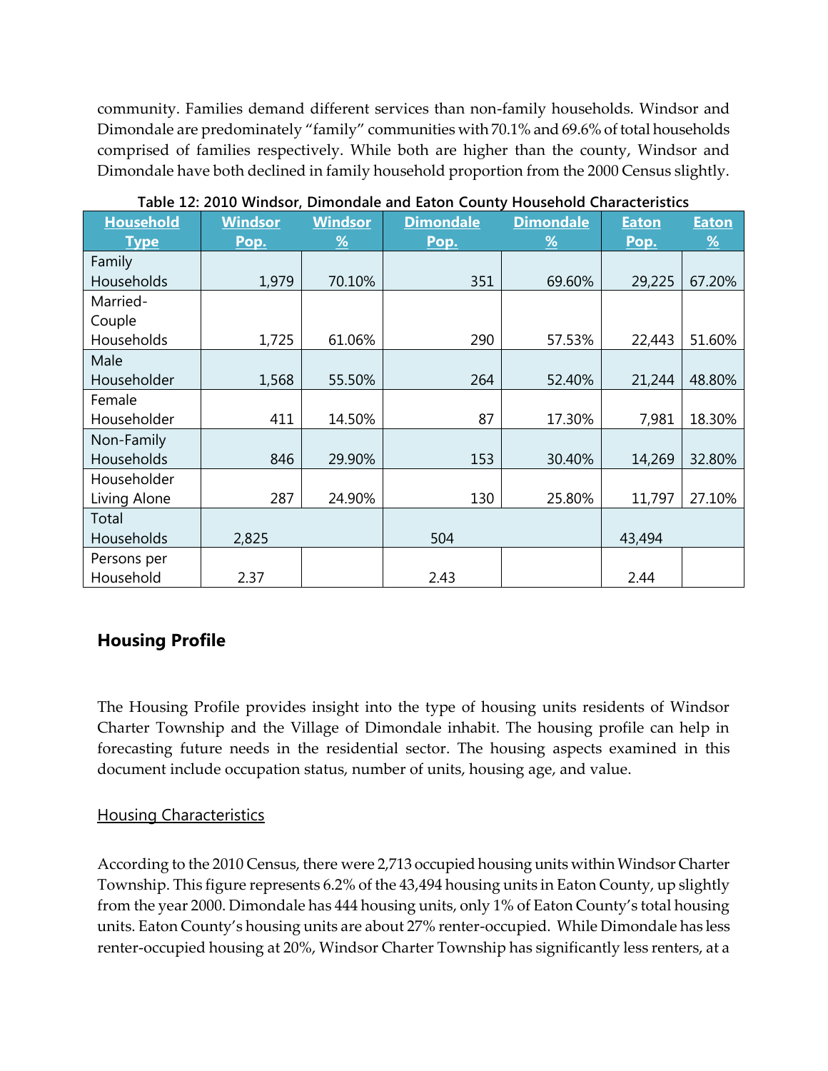community. Families demand different services than non-family households. Windsor and Dimondale are predominately "family" communities with 70.1% and 69.6% of total households comprised of families respectively. While both are higher than the county, Windsor and Dimondale have both declined in family household proportion from the 2000 Census slightly.

**Table 12: 2010 Windsor, Dimondale and Eaton County Household Characteristics**

| Household Type | Windsor Pop. | Windsor % | Dimondale Pop. | Dimondale % | Eaton Pop. | Eaton % |
|---|---|---|---|---|---|---|
| Family Households | 1,979 | 70.10% | 351 | 69.60% | 29,225 | 67.20% |
| Married-Couple Households | 1,725 | 61.06% | 290 | 57.53% | 22,443 | 51.60% |
| Male Householder | 1,568 | 55.50% | 264 | 52.40% | 21,244 | 48.80% |
| Female Householder | 411 | 14.50% | 87 | 17.30% | 7,981 | 18.30% |
| Non-Family Households | 846 | 29.90% | 153 | 30.40% | 14,269 | 32.80% |
| Householder Living Alone | 287 | 24.90% | 130 | 25.80% | 11,797 | 27.10% |
| Total Households | 2,825 | | 504 | | 43,494 | |
| Persons per Household | 2.37 | | 2.43 | | 2.44 | |

## Housing Profile

The Housing Profile provides insight into the type of housing units residents of Windsor Charter Township and the Village of Dimondale inhabit. The housing profile can help in forecasting future needs in the residential sector. The housing aspects examined in this document include occupation status, number of units, housing age, and value.

### Housing Characteristics

According to the 2010 Census, there were 2,713 occupied housing units within Windsor Charter Township. This figure represents 6.2% of the 43,494 housing units in Eaton County, up slightly from the year 2000. Dimondale has 444 housing units, only 1% of Eaton County's total housing units. Eaton County's housing units are about 27% renter-occupied. While Dimondale has less renter-occupied housing at 20%, Windsor Charter Township has significantly less renters, at a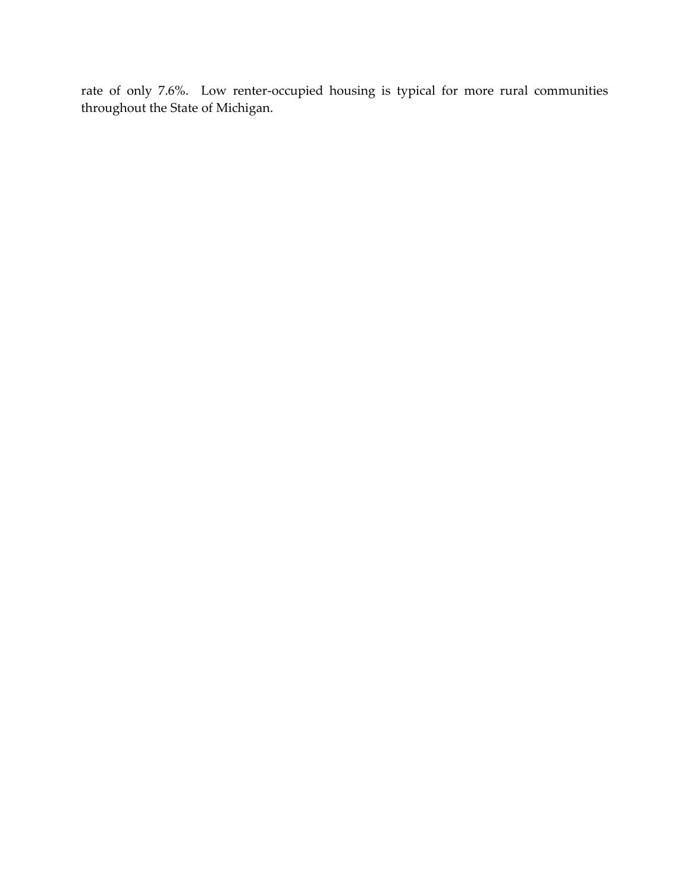rate of only 7.6%. Low renter-occupied housing is typical for more rural communities throughout the State of Michigan.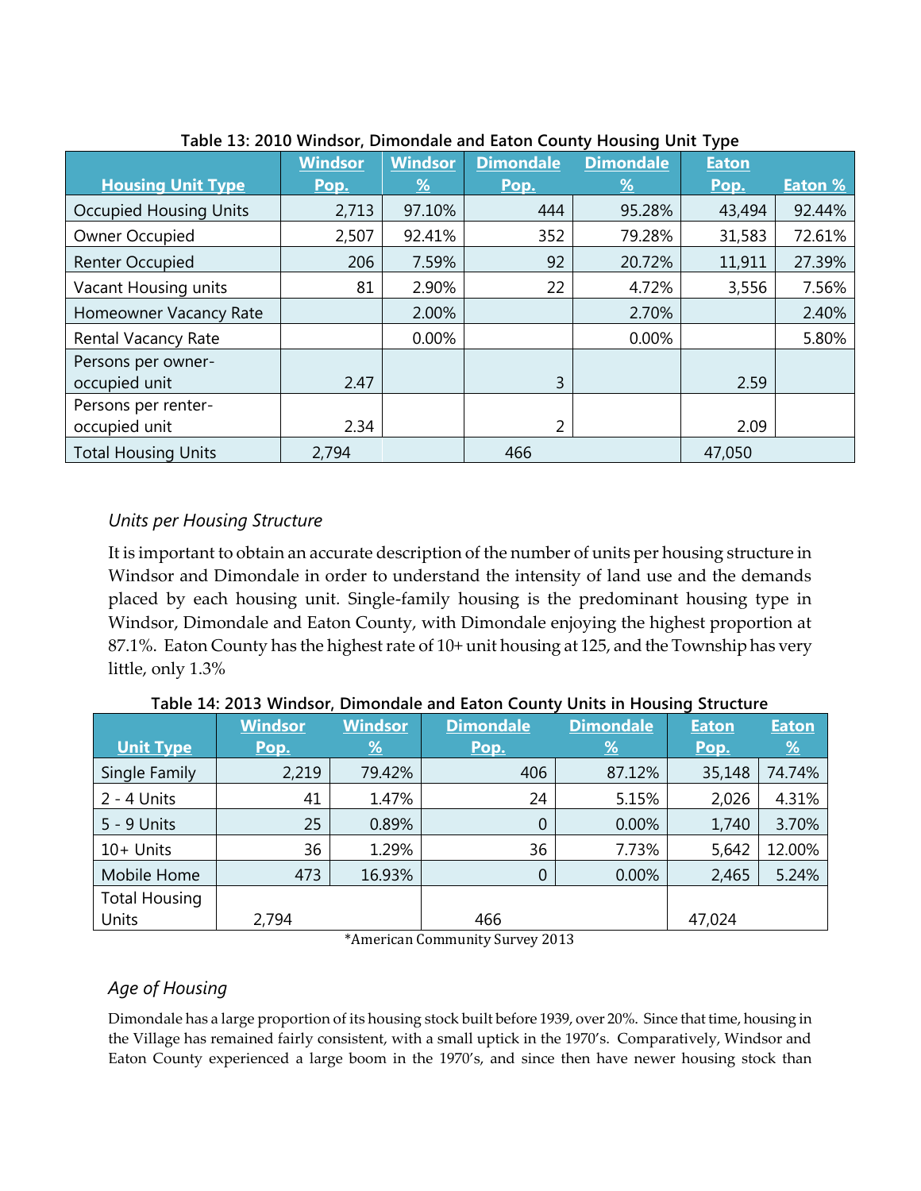**Table 13: 2010 Windsor, Dimondale and Eaton County Housing Unit Type**

| Housing Unit Type | Windsor Pop. | Windsor % | Dimondale Pop. | Dimondale % | Eaton Pop. | Eaton % |
|---|---|---|---|---|---|---|
| Occupied Housing Units | 2,713 | 97.10% | 444 | 95.28% | 43,494 | 92.44% |
| Owner Occupied | 2,507 | 92.41% | 352 | 79.28% | 31,583 | 72.61% |
| Renter Occupied | 206 | 7.59% | 92 | 20.72% | 11,911 | 27.39% |
| Vacant Housing units | 81 | 2.90% | 22 | 4.72% | 3,556 | 7.56% |
| Homeowner Vacancy Rate | | 2.00% | | 2.70% | | 2.40% |
| Rental Vacancy Rate | | 0.00% | | 0.00% | | 5.80% |
| Persons per owner-occupied unit | 2.47 | | 3 | | 2.59 | |
| Persons per renter-occupied unit | 2.34 | | 2 | | 2.09 | |
| Total Housing Units | 2,794 | | 466 | | 47,050 | |

### *Units per Housing Structure*

It is important to obtain an accurate description of the number of units per housing structure in Windsor and Dimondale in order to understand the intensity of land use and the demands placed by each housing unit. Single-family housing is the predominant housing type in Windsor, Dimondale and Eaton County, with Dimondale enjoying the highest proportion at 87.1%. Eaton County has the highest rate of 10+ unit housing at 125, and the Township has very little, only 1.3%

**Table 14: 2013 Windsor, Dimondale and Eaton County Units in Housing Structure**

| Unit Type | Windsor Pop. | Windsor % | Dimondale Pop. | Dimondale % | Eaton Pop. | Eaton % |
|---|---|---|---|---|---|---|
| Single Family | 2,219 | 79.42% | 406 | 87.12% | 35,148 | 74.74% |
| 2 - 4 Units | 41 | 1.47% | 24 | 5.15% | 2,026 | 4.31% |
| 5 - 9 Units | 25 | 0.89% | 0 | 0.00% | 1,740 | 3.70% |
| 10+ Units | 36 | 1.29% | 36 | 7.73% | 5,642 | 12.00% |
| Mobile Home | 473 | 16.93% | 0 | 0.00% | 2,465 | 5.24% |
| Total Housing Units | 2,794 | | 466 | | 47,024 | |

*American Community Survey 2013

### *Age of Housing*

Dimondale has a large proportion of its housing stock built before 1939, over 20%. Since that time, housing in the Village has remained fairly consistent, with a small uptick in the 1970's. Comparatively, Windsor and Eaton County experienced a large boom in the 1970's, and since then have newer housing stock than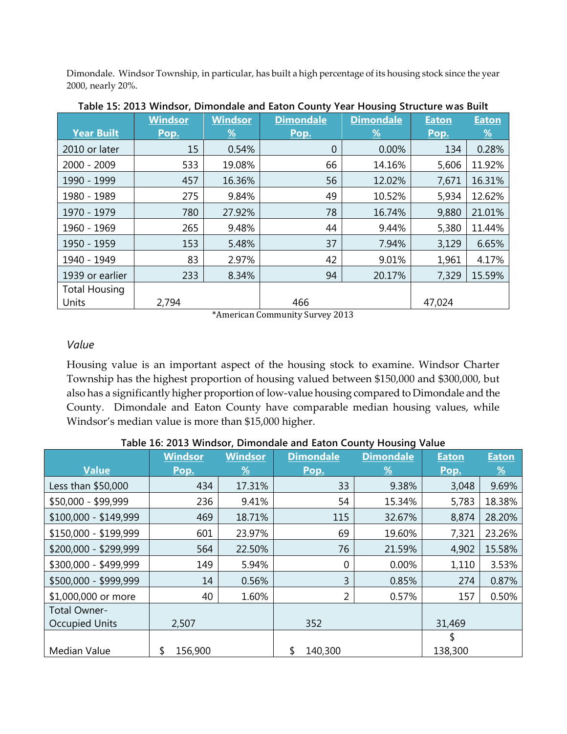Dimondale. Windsor Township, in particular, has built a high percentage of its housing stock since the year 2000, nearly 20%.

**Table 15: 2013 Windsor, Dimondale and Eaton County Year Housing Structure was Built**

| Year Built | Windsor Pop. | Windsor % | Dimondale Pop. | Dimondale % | Eaton Pop. | Eaton % |
|---|---|---|---|---|---|---|
| 2010 or later | 15 | 0.54% | 0 | 0.00% | 134 | 0.28% |
| 2000 - 2009 | 533 | 19.08% | 66 | 14.16% | 5,606 | 11.92% |
| 1990 - 1999 | 457 | 16.36% | 56 | 12.02% | 7,671 | 16.31% |
| 1980 - 1989 | 275 | 9.84% | 49 | 10.52% | 5,934 | 12.62% |
| 1970 - 1979 | 780 | 27.92% | 78 | 16.74% | 9,880 | 21.01% |
| 1960 - 1969 | 265 | 9.48% | 44 | 9.44% | 5,380 | 11.44% |
| 1950 - 1959 | 153 | 5.48% | 37 | 7.94% | 3,129 | 6.65% |
| 1940 - 1949 | 83 | 2.97% | 42 | 9.01% | 1,961 | 4.17% |
| 1939 or earlier | 233 | 8.34% | 94 | 20.17% | 7,329 | 15.59% |
| Total Housing Units | 2,794 | | 466 | | 47,024 | |

*American Community Survey 2013

*Value*

Housing value is an important aspect of the housing stock to examine. Windsor Charter Township has the highest proportion of housing valued between $150,000 and $300,000, but also has a significantly higher proportion of low-value housing compared to Dimondale and the County. Dimondale and Eaton County have comparable median housing values, while Windsor's median value is more than $15,000 higher.

**Table 16: 2013 Windsor, Dimondale and Eaton County Housing Value**

| Value | Windsor Pop. | Windsor % | Dimondale Pop. | Dimondale % | Eaton Pop. | Eaton % |
|---|---|---|---|---|---|---|
| Less than $50,000 | 434 | 17.31% | 33 | 9.38% | 3,048 | 9.69% |
| $50,000 - $99,999 | 236 | 9.41% | 54 | 15.34% | 5,783 | 18.38% |
| $100,000 - $149,999 | 469 | 18.71% | 115 | 32.67% | 8,874 | 28.20% |
| $150,000 - $199,999 | 601 | 23.97% | 69 | 19.60% | 7,321 | 23.26% |
| $200,000 - $299,999 | 564 | 22.50% | 76 | 21.59% | 4,902 | 15.58% |
| $300,000 - $499,999 | 149 | 5.94% | 0 | 0.00% | 1,110 | 3.53% |
| $500,000 - $999,999 | 14 | 0.56% | 3 | 0.85% | 274 | 0.87% |
| $1,000,000 or more | 40 | 1.60% | 2 | 0.57% | 157 | 0.50% |
| Total Owner-Occupied Units | 2,507 | | 352 | | 31,469 | |
| Median Value | $ 156,900 | | $ 140,300 | | $ 138,300 | |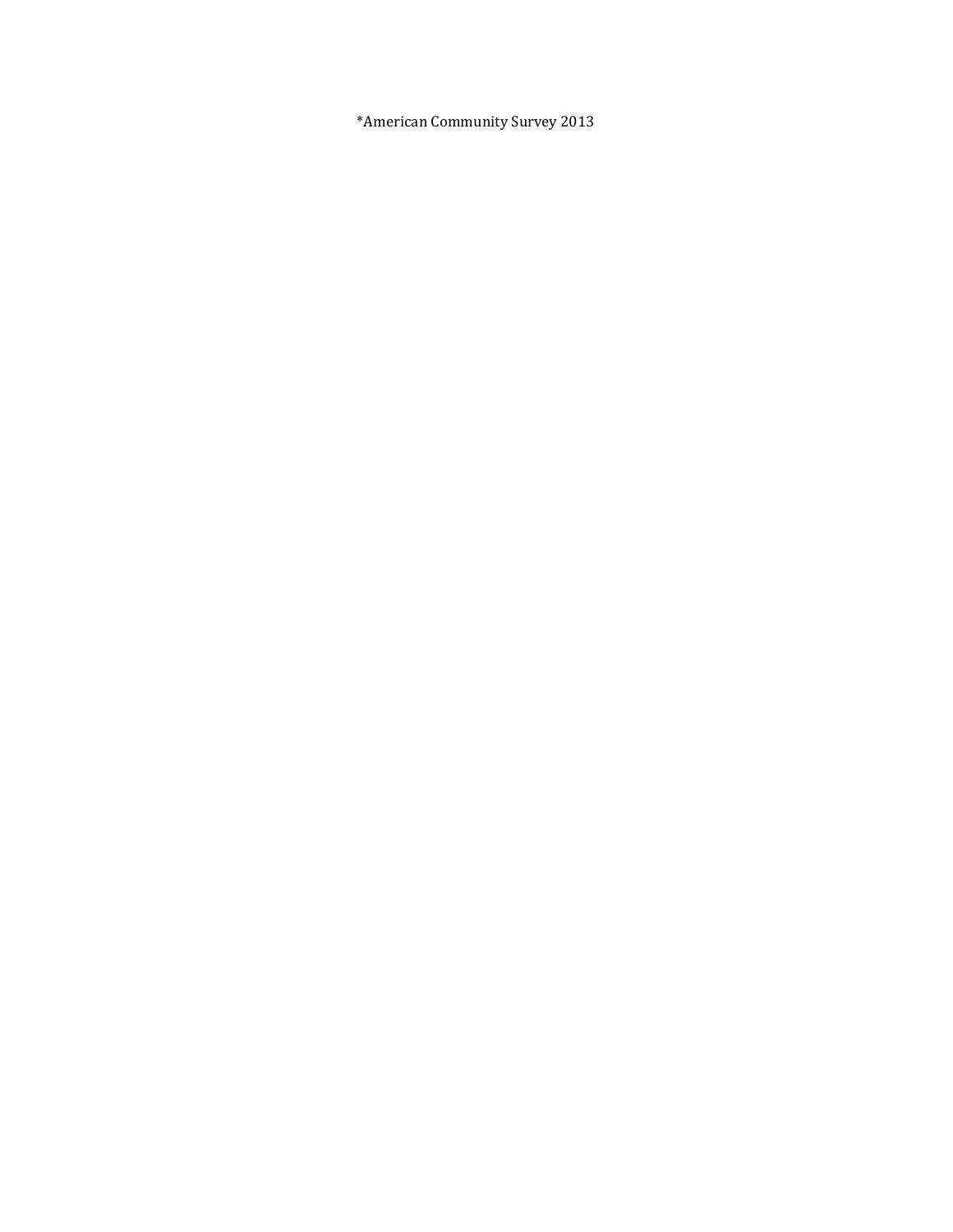*American Community Survey 2013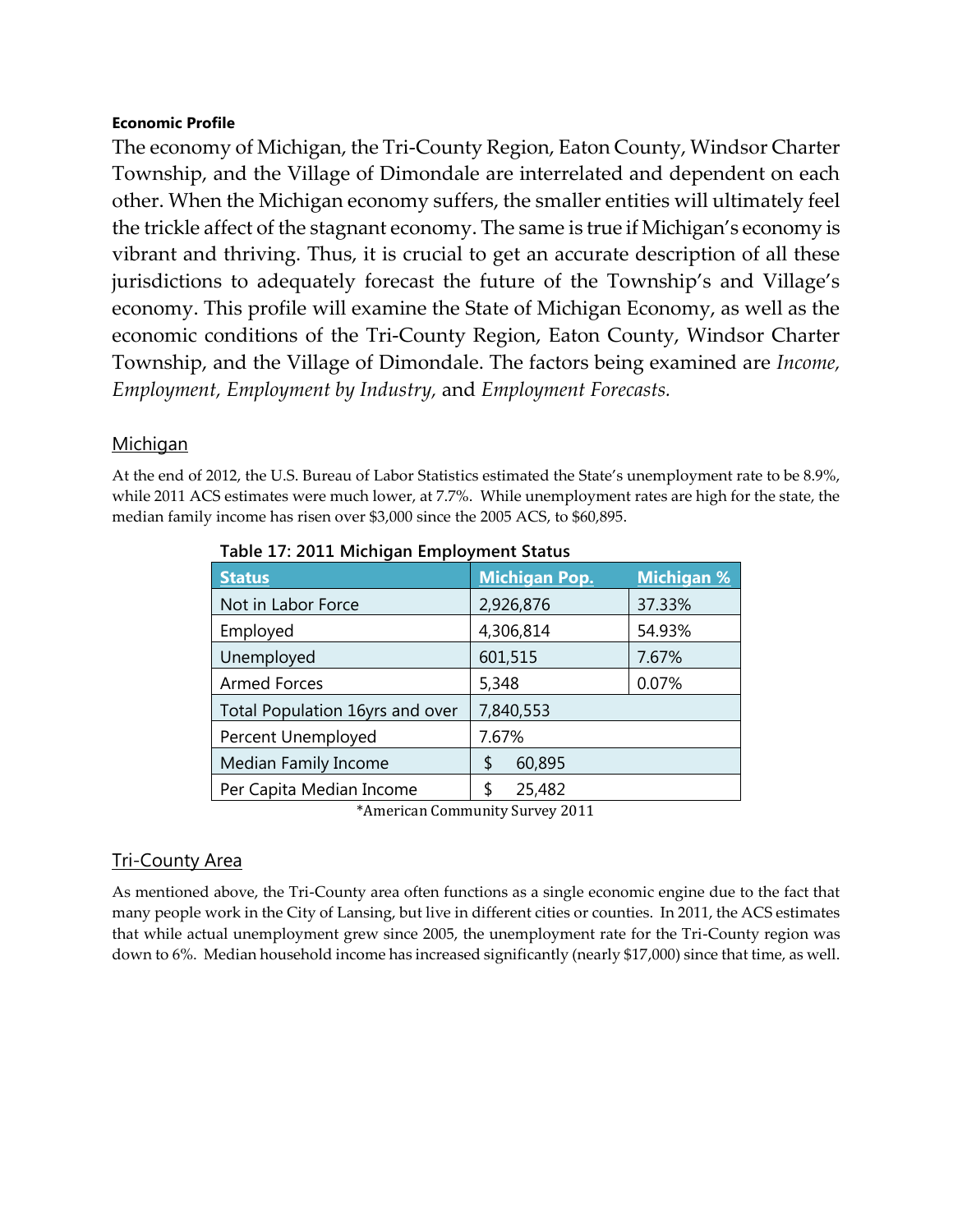**Economic Profile**

The economy of Michigan, the Tri-County Region, Eaton County, Windsor Charter Township, and the Village of Dimondale are interrelated and dependent on each other. When the Michigan economy suffers, the smaller entities will ultimately feel the trickle affect of the stagnant economy. The same is true if Michigan's economy is vibrant and thriving. Thus, it is crucial to get an accurate description of all these jurisdictions to adequately forecast the future of the Township's and Village's economy. This profile will examine the State of Michigan Economy, as well as the economic conditions of the Tri-County Region, Eaton County, Windsor Charter Township, and the Village of Dimondale. The factors being examined are *Income, Employment, Employment by Industry,* and *Employment Forecasts.*

## Michigan

At the end of 2012, the U.S. Bureau of Labor Statistics estimated the State's unemployment rate to be 8.9%, while 2011 ACS estimates were much lower, at 7.7%. While unemployment rates are high for the state, the median family income has risen over $3,000 since the 2005 ACS, to $60,895.

**Table 17: 2011 Michigan Employment Status**

| Status | Michigan Pop. | Michigan % |
|---|---|---|
| Not in Labor Force | 2,926,876 | 37.33% |
| Employed | 4,306,814 | 54.93% |
| Unemployed | 601,515 | 7.67% |
| Armed Forces | 5,348 | 0.07% |
| Total Population 16yrs and over | 7,840,553 | |
| Percent Unemployed | 7.67% | |
| Median Family Income | $ 60,895 | |
| Per Capita Median Income | $ 25,482 | |

*American Community Survey 2011

## Tri-County Area

As mentioned above, the Tri-County area often functions as a single economic engine due to the fact that many people work in the City of Lansing, but live in different cities or counties. In 2011, the ACS estimates that while actual unemployment grew since 2005, the unemployment rate for the Tri-County region was down to 6%. Median household income has increased significantly (nearly $17,000) since that time, as well.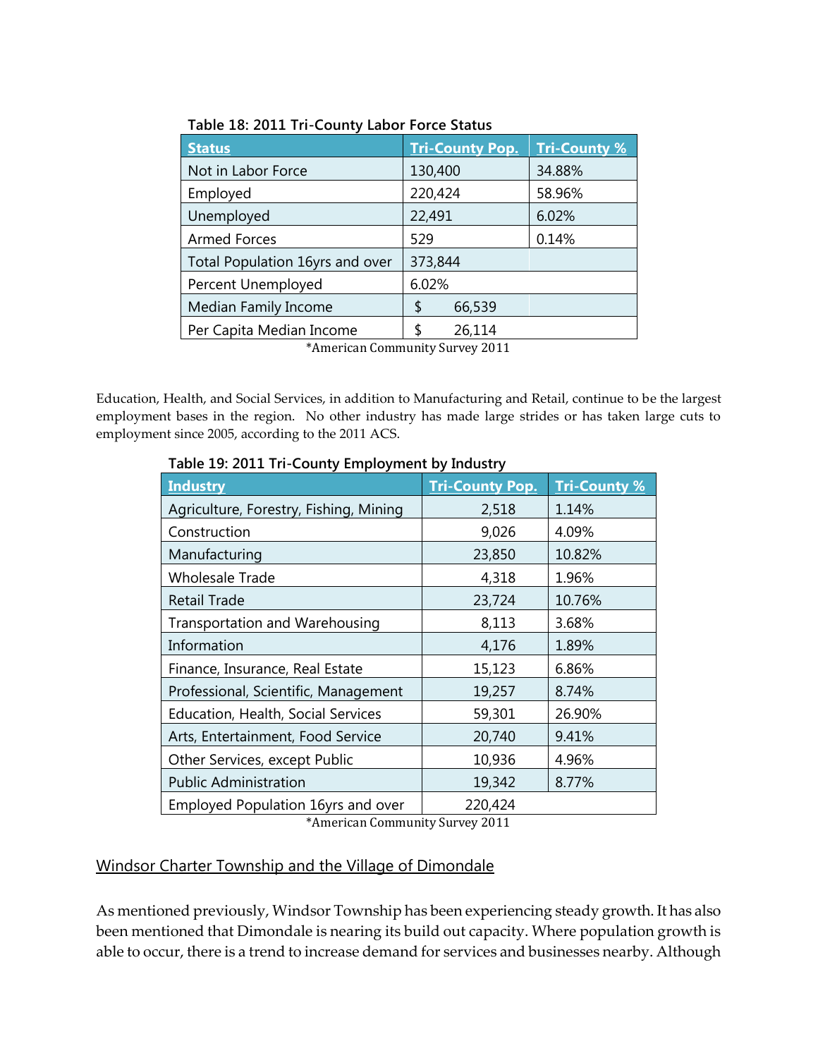**Table 18: 2011 Tri-County Labor Force Status**

| Status | Tri-County Pop. | Tri-County % |
|---|---|---|
| Not in Labor Force | 130,400 | 34.88% |
| Employed | 220,424 | 58.96% |
| Unemployed | 22,491 | 6.02% |
| Armed Forces | 529 | 0.14% |
| Total Population 16yrs and over | 373,844 | |
| Percent Unemployed | 6.02% | |
| Median Family Income | $ 66,539 | |
| Per Capita Median Income | $ 26,114 | |

*American Community Survey 2011

Education, Health, and Social Services, in addition to Manufacturing and Retail, continue to be the largest employment bases in the region. No other industry has made large strides or has taken large cuts to employment since 2005, according to the 2011 ACS.

**Table 19: 2011 Tri-County Employment by Industry**

| Industry | Tri-County Pop. | Tri-County % |
|---|---|---|
| Agriculture, Forestry, Fishing, Mining | 2,518 | 1.14% |
| Construction | 9,026 | 4.09% |
| Manufacturing | 23,850 | 10.82% |
| Wholesale Trade | 4,318 | 1.96% |
| Retail Trade | 23,724 | 10.76% |
| Transportation and Warehousing | 8,113 | 3.68% |
| Information | 4,176 | 1.89% |
| Finance, Insurance, Real Estate | 15,123 | 6.86% |
| Professional, Scientific, Management | 19,257 | 8.74% |
| Education, Health, Social Services | 59,301 | 26.90% |
| Arts, Entertainment, Food Service | 20,740 | 9.41% |
| Other Services, except Public | 10,936 | 4.96% |
| Public Administration | 19,342 | 8.77% |
| Employed Population 16yrs and over | 220,424 | |

*American Community Survey 2011

## Windsor Charter Township and the Village of Dimondale

As mentioned previously, Windsor Township has been experiencing steady growth. It has also been mentioned that Dimondale is nearing its build out capacity. Where population growth is able to occur, there is a trend to increase demand for services and businesses nearby. Although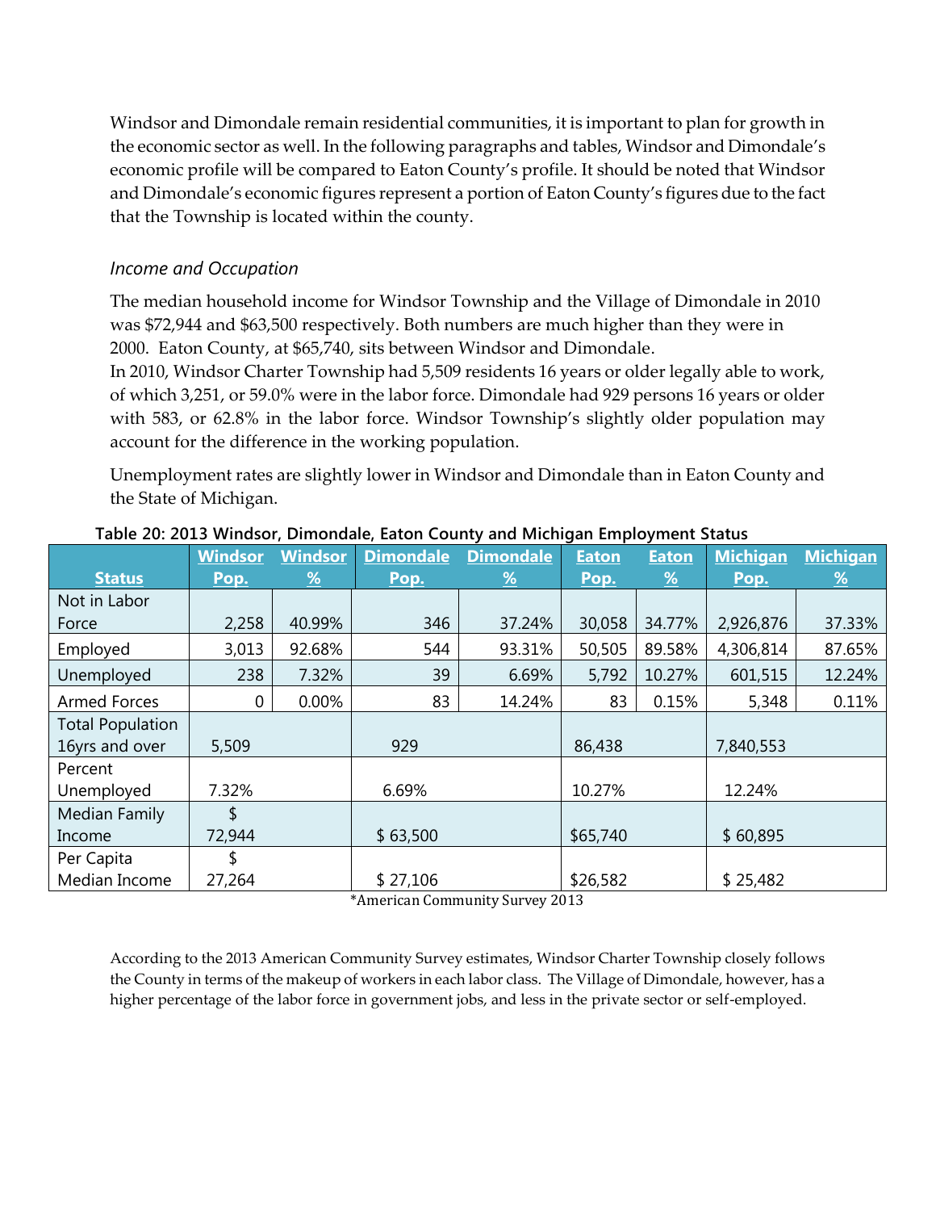Windsor and Dimondale remain residential communities, it is important to plan for growth in the economic sector as well. In the following paragraphs and tables, Windsor and Dimondale's economic profile will be compared to Eaton County's profile. It should be noted that Windsor and Dimondale's economic figures represent a portion of Eaton County's figures due to the fact that the Township is located within the county.

### *Income and Occupation*

The median household income for Windsor Township and the Village of Dimondale in 2010 was $72,944 and $63,500 respectively. Both numbers are much higher than they were in 2000. Eaton County, at $65,740, sits between Windsor and Dimondale.

In 2010, Windsor Charter Township had 5,509 residents 16 years or older legally able to work, of which 3,251, or 59.0% were in the labor force. Dimondale had 929 persons 16 years or older with 583, or 62.8% in the labor force. Windsor Township's slightly older population may account for the difference in the working population.

Unemployment rates are slightly lower in Windsor and Dimondale than in Eaton County and the State of Michigan.

**Table 20: 2013 Windsor, Dimondale, Eaton County and Michigan Employment Status**

| Status | Windsor Pop. | Windsor % | Dimondale Pop. | Dimondale % | Eaton Pop. | Eaton % | Michigan Pop. | Michigan % |
|---|---|---|---|---|---|---|---|---|
| Not in Labor Force | 2,258 | 40.99% | 346 | 37.24% | 30,058 | 34.77% | 2,926,876 | 37.33% |
| Employed | 3,013 | 92.68% | 544 | 93.31% | 50,505 | 89.58% | 4,306,814 | 87.65% |
| Unemployed | 238 | 7.32% | 39 | 6.69% | 5,792 | 10.27% | 601,515 | 12.24% |
| Armed Forces | 0 | 0.00% | 83 | 14.24% | 83 | 0.15% | 5,348 | 0.11% |
| Total Population 16yrs and over | 5,509 | | 929 | | 86,438 | | 7,840,553 | |
| Percent Unemployed | 7.32% | | 6.69% | | 10.27% | | 12.24% | |
| Median Family Income | $ 72,944 | | $ 63,500 | | $65,740 | | $ 60,895 | |
| Per Capita Median Income | $ 27,264 | | $ 27,106 | | $26,582 | | $ 25,482 | |

*American Community Survey 2013

According to the 2013 American Community Survey estimates, Windsor Charter Township closely follows the County in terms of the makeup of workers in each labor class. The Village of Dimondale, however, has a higher percentage of the labor force in government jobs, and less in the private sector or self-employed.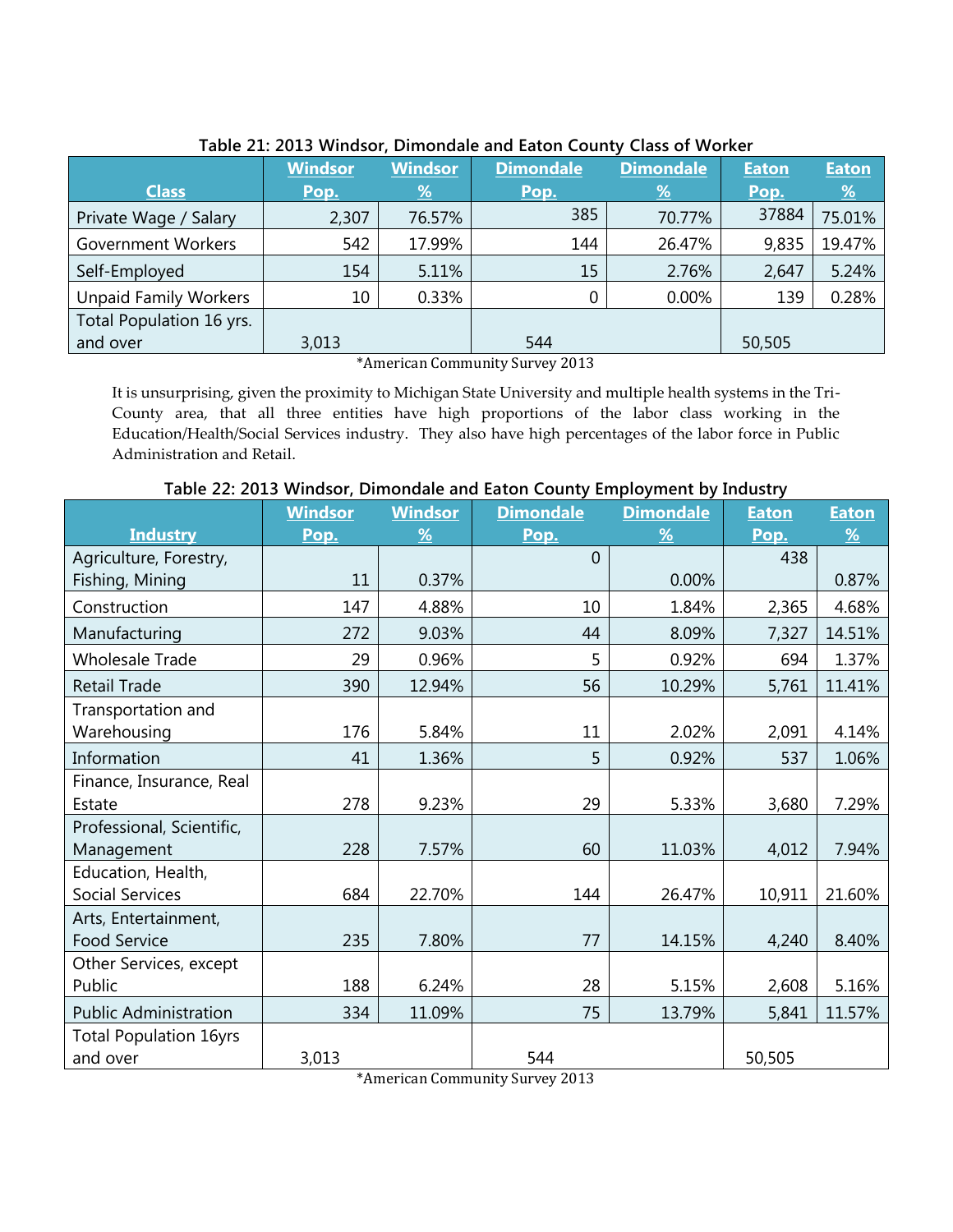**Table 21: 2013 Windsor, Dimondale and Eaton County Class of Worker**

| Class | Windsor Pop. | Windsor % | Dimondale Pop. | Dimondale % | Eaton Pop. | Eaton % |
|---|---|---|---|---|---|---|
| Private Wage / Salary | 2,307 | 76.57% | 385 | 70.77% | 37884 | 75.01% |
| Government Workers | 542 | 17.99% | 144 | 26.47% | 9,835 | 19.47% |
| Self-Employed | 154 | 5.11% | 15 | 2.76% | 2,647 | 5.24% |
| Unpaid Family Workers | 10 | 0.33% | 0 | 0.00% | 139 | 0.28% |
| Total Population 16 yrs. and over | 3,013 | | 544 | | 50,505 | |

*American Community Survey 2013

It is unsurprising, given the proximity to Michigan State University and multiple health systems in the Tri-County area, that all three entities have high proportions of the labor class working in the Education/Health/Social Services industry. They also have high percentages of the labor force in Public Administration and Retail.

**Table 22: 2013 Windsor, Dimondale and Eaton County Employment by Industry**

| Industry | Windsor Pop. | Windsor % | Dimondale Pop. | Dimondale % | Eaton Pop. | Eaton % |
|---|---|---|---|---|---|---|
| Agriculture, Forestry, Fishing, Mining | 11 | 0.37% | 0 | 0.00% | 438 | 0.87% |
| Construction | 147 | 4.88% | 10 | 1.84% | 2,365 | 4.68% |
| Manufacturing | 272 | 9.03% | 44 | 8.09% | 7,327 | 14.51% |
| Wholesale Trade | 29 | 0.96% | 5 | 0.92% | 694 | 1.37% |
| Retail Trade | 390 | 12.94% | 56 | 10.29% | 5,761 | 11.41% |
| Transportation and Warehousing | 176 | 5.84% | 11 | 2.02% | 2,091 | 4.14% |
| Information | 41 | 1.36% | 5 | 0.92% | 537 | 1.06% |
| Finance, Insurance, Real Estate | 278 | 9.23% | 29 | 5.33% | 3,680 | 7.29% |
| Professional, Scientific, Management | 228 | 7.57% | 60 | 11.03% | 4,012 | 7.94% |
| Education, Health, Social Services | 684 | 22.70% | 144 | 26.47% | 10,911 | 21.60% |
| Arts, Entertainment, Food Service | 235 | 7.80% | 77 | 14.15% | 4,240 | 8.40% |
| Other Services, except Public | 188 | 6.24% | 28 | 5.15% | 2,608 | 5.16% |
| Public Administration | 334 | 11.09% | 75 | 13.79% | 5,841 | 11.57% |
| Total Population 16yrs and over | 3,013 | | 544 | | 50,505 | |

*American Community Survey 2013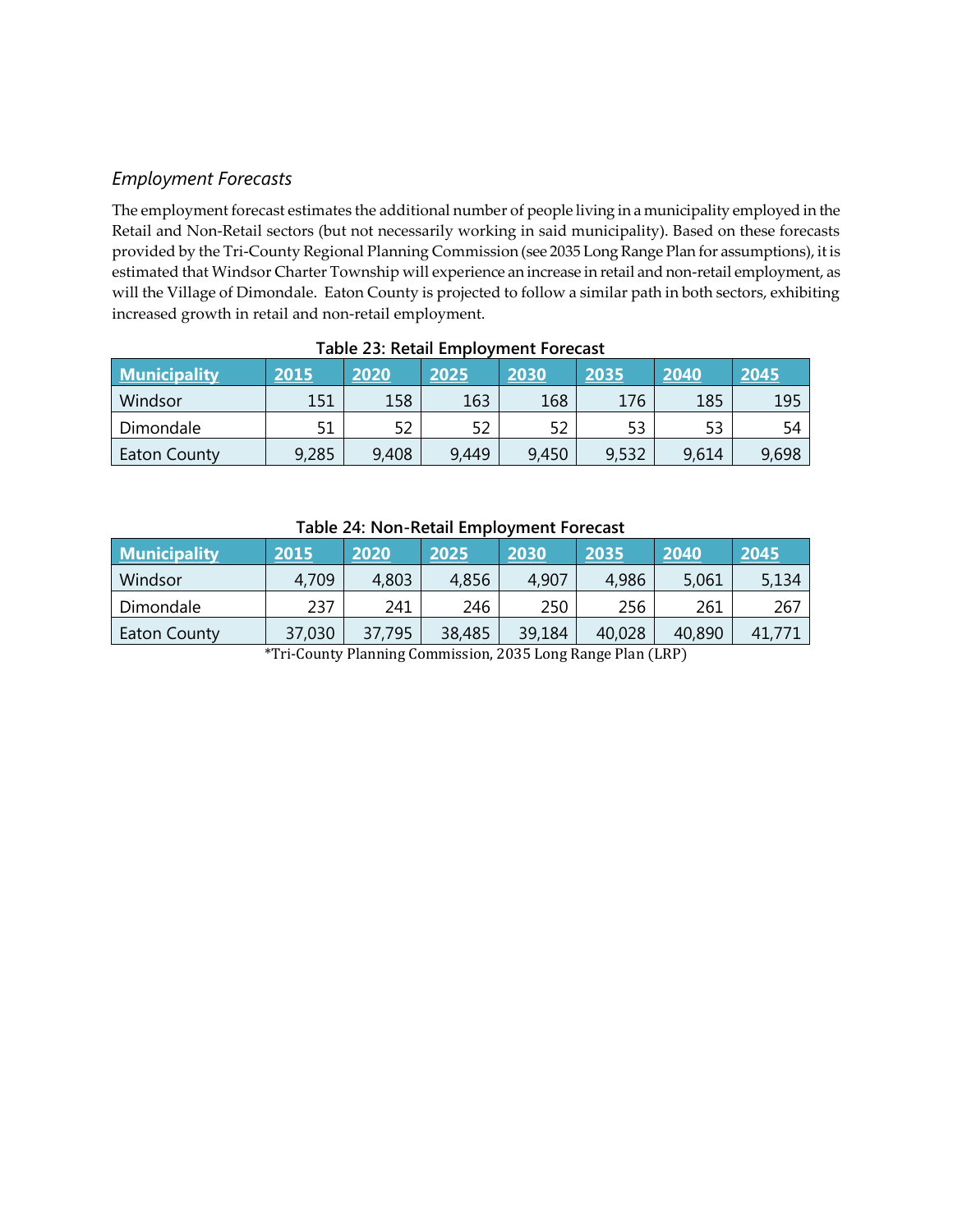### *Employment Forecasts*

The employment forecast estimates the additional number of people living in a municipality employed in the Retail and Non-Retail sectors (but not necessarily working in said municipality). Based on these forecasts provided by the Tri-County Regional Planning Commission (see 2035 Long Range Plan for assumptions), it is estimated that Windsor Charter Township will experience an increase in retail and non-retail employment, as will the Village of Dimondale. Eaton County is projected to follow a similar path in both sectors, exhibiting increased growth in retail and non-retail employment.

**Table 23: Retail Employment Forecast**

| Municipality | 2015 | 2020 | 2025 | 2030 | 2035 | 2040 | 2045 |
|---|---|---|---|---|---|---|---|
| Windsor | 151 | 158 | 163 | 168 | 176 | 185 | 195 |
| Dimondale | 51 | 52 | 52 | 52 | 53 | 53 | 54 |
| Eaton County | 9,285 | 9,408 | 9,449 | 9,450 | 9,532 | 9,614 | 9,698 |

**Table 24: Non-Retail Employment Forecast**

| Municipality | 2015 | 2020 | 2025 | 2030 | 2035 | 2040 | 2045 |
|---|---|---|---|---|---|---|---|
| Windsor | 4,709 | 4,803 | 4,856 | 4,907 | 4,986 | 5,061 | 5,134 |
| Dimondale | 237 | 241 | 246 | 250 | 256 | 261 | 267 |
| Eaton County | 37,030 | 37,795 | 38,485 | 39,184 | 40,028 | 40,890 | 41,771 |

*Tri-County Planning Commission, 2035 Long Range Plan (LRP)